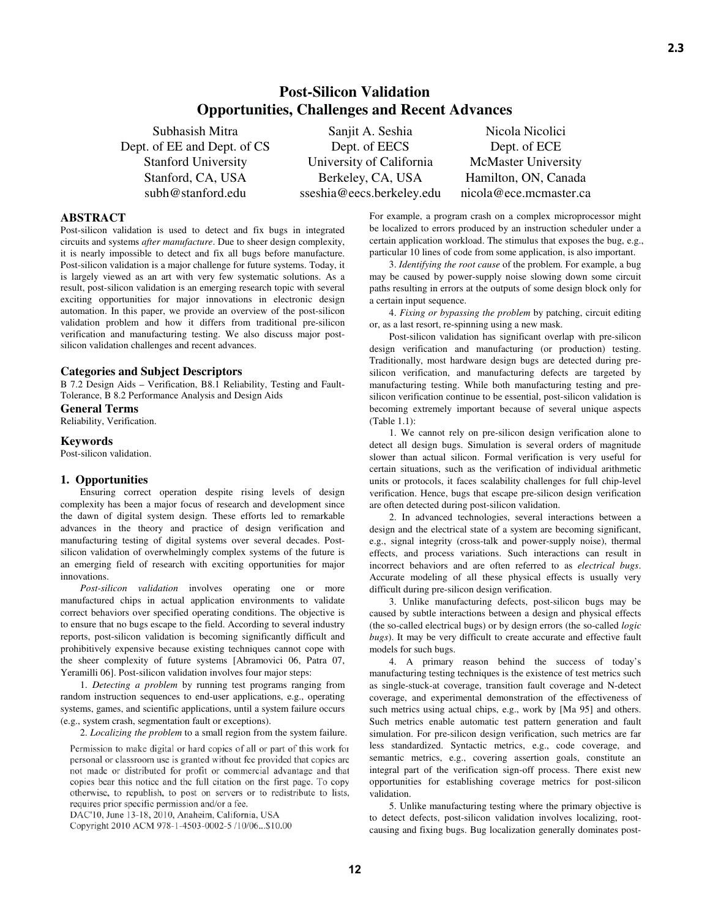# Post-Silicon Validation
## Opportunities, Challenges and Recent Advances

Subhasish Mitra
Dept. of EE and Dept. of CS
Stanford University
Stanford, CA, USA
subh@stanford.edu

Sanjit A. Seshia
Dept. of EECS
University of California
Berkeley, CA, USA
sseshia@eecs.berkeley.edu

Nicola Nicolici
Dept. of ECE
McMaster University
Hamilton, ON, Canada
nicola@ece.mcmaster.ca

### ABSTRACT

Post-silicon validation is used to detect and fix bugs in integrated circuits and systems *after manufacture*. Due to sheer design complexity, it is nearly impossible to detect and fix all bugs before manufacture. Post-silicon validation is a major challenge for future systems. Today, it is largely viewed as an art with very few systematic solutions. As a result, post-silicon validation is an emerging research topic with several exciting opportunities for major innovations in electronic design automation. In this paper, we provide an overview of the post-silicon validation problem and how it differs from traditional pre-silicon verification and manufacturing testing. We also discuss major post-silicon validation challenges and recent advances.

### Categories and Subject Descriptors

B 7.2 Design Aids – Verification, B8.1 Reliability, Testing and Fault-Tolerance, B 8.2 Performance Analysis and Design Aids

### General Terms

Reliability, Verification.

### Keywords

Post-silicon validation.

## 1. Opportunities

Ensuring correct operation despite rising levels of design complexity has been a major focus of research and development since the dawn of digital system design. These efforts led to remarkable advances in the theory and practice of design verification and manufacturing testing of digital systems over several decades. Post-silicon validation of overwhelmingly complex systems of the future is an emerging field of research with exciting opportunities for major innovations.

*Post-silicon validation* involves operating one or more manufactured chips in actual application environments to validate correct behaviors over specified operating conditions. The objective is to ensure that no bugs escape to the field. According to several industry reports, post-silicon validation is becoming significantly difficult and prohibitively expensive because existing techniques cannot cope with the sheer complexity of future systems [Abramovici 06, Patra 07, Yeramilli 06]. Post-silicon validation involves four major steps:

1. *Detecting a problem* by running test programs ranging from random instruction sequences to end-user applications, e.g., operating systems, games, and scientific applications, until a system failure occurs (e.g., system crash, segmentation fault or exceptions).

2. *Localizing the problem* to a small region from the system failure. For example, a program crash on a complex microprocessor might be localized to errors produced by an instruction scheduler under a certain application workload. The stimulus that exposes the bug, e.g., particular 10 lines of code from some application, is also important.

3. *Identifying the root cause* of the problem. For example, a bug may be caused by power-supply noise slowing down some circuit paths resulting in errors at the outputs of some design block only for a certain input sequence.

4. *Fixing or bypassing the problem* by patching, circuit editing or, as a last resort, re-spinning using a new mask.

Post-silicon validation has significant overlap with pre-silicon design verification and manufacturing (or production) testing. Traditionally, most hardware design bugs are detected during pre-silicon verification, and manufacturing defects are targeted by manufacturing testing. While both manufacturing testing and pre-silicon verification continue to be essential, post-silicon validation is becoming extremely important because of several unique aspects (Table 1.1):

1. We cannot rely on pre-silicon design verification alone to detect all design bugs. Simulation is several orders of magnitude slower than actual silicon. Formal verification is very useful for certain situations, such as the verification of individual arithmetic units or protocols, it faces scalability challenges for full chip-level verification. Hence, bugs that escape pre-silicon design verification are often detected during post-silicon validation.

2. In advanced technologies, several interactions between a design and the electrical state of a system are becoming significant, e.g., signal integrity (cross-talk and power-supply noise), thermal effects, and process variations. Such interactions can result in incorrect behaviors and are often referred to as *electrical bugs*. Accurate modeling of all these physical effects is usually very difficult during pre-silicon design verification.

3. Unlike manufacturing defects, post-silicon bugs may be caused by subtle interactions between a design and physical effects (the so-called electrical bugs) or by design errors (the so-called *logic bugs*). It may be very difficult to create accurate and effective fault models for such bugs.

4. A primary reason behind the success of today's manufacturing testing techniques is the existence of test metrics such as single-stuck-at coverage, transition fault coverage and N-detect coverage, and experimental demonstration of the effectiveness of such metrics using actual chips, e.g., work by [Ma 95] and others. Such metrics enable automatic test pattern generation and fault simulation. For pre-silicon design verification, such metrics are far less standardized. Syntactic metrics, e.g., code coverage, and semantic metrics, e.g., covering assertion goals, constitute an integral part of the verification sign-off process. There exist new opportunities for establishing coverage metrics for post-silicon validation.

5. Unlike manufacturing testing where the primary objective is to detect defects, post-silicon validation involves localizing, root-causing and fixing bugs. Bug localization generally dominates post-

Permission to make digital or hard copies of all or part of this work for personal or classroom use is granted without fee provided that copies are not made or distributed for profit or commercial advantage and that copies bear this notice and the full citation on the first page. To copy otherwise, to republish, to post on servers or to redistribute to lists, requires prior specific permission and/or a fee.
DAC'10, June 13-18, 2010, Anaheim, California, USA
Copyright 2010 ACM 978-1-4503-0002-5 /10/06...$10.00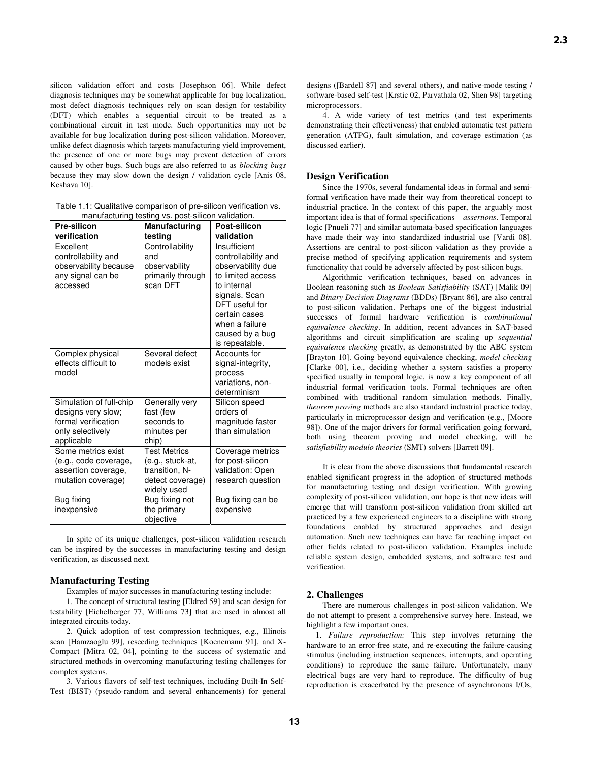silicon validation effort and costs [Josephson 06]. While defect diagnosis techniques may be somewhat applicable for bug localization, most defect diagnosis techniques rely on scan design for testability (DFT) which enables a sequential circuit to be treated as a combinational circuit in test mode. Such opportunities may not be available for bug localization during post-silicon validation. Moreover, unlike defect diagnosis which targets manufacturing yield improvement, the presence of one or more bugs may prevent detection of errors caused by other bugs. Such bugs are also referred to as *blocking bugs* because they may slow down the design / validation cycle [Anis 08, Keshava 10].

Table 1.1: Qualitative comparison of pre-silicon verification vs. manufacturing testing vs. post-silicon validation.

| Pre-silicon verification | Manufacturing testing | Post-silicon validation |
|---|---|---|
| Excellent controllability and observability because any signal can be accessed | Controllability and observability primarily through scan DFT | Insufficient controllability and observability due to limited access to internal signals. Scan DFT useful for certain cases when a failure caused by a bug is repeatable. |
| Complex physical effects difficult to model | Several defect models exist | Accounts for signal-integrity, process variations, non-determinism |
| Simulation of full-chip designs very slow; formal verification only selectively applicable | Generally very fast (few seconds to minutes per chip) | Silicon speed orders of magnitude faster than simulation |
| Some metrics exist (e.g., code coverage, assertion coverage, mutation coverage) | Test Metrics (e.g., stuck-at, transition, N-detect coverage) widely used | Coverage metrics for post-silicon validation: Open research question |
| Bug fixing inexpensive | Bug fixing not the primary objective | Bug fixing can be expensive |

In spite of its unique challenges, post-silicon validation research can be inspired by the successes in manufacturing testing and design verification, as discussed next.

### Manufacturing Testing

Examples of major successes in manufacturing testing include:

1. The concept of structural testing [Eldred 59] and scan design for testability [Eichelberger 77, Williams 73] that are used in almost all integrated circuits today.

2. Quick adoption of test compression techniques, e.g., Illinois scan [Hamzaoglu 99], reseeding techniques [Koenemann 91], and X-Compact [Mitra 02, 04], pointing to the success of systematic and structured methods in overcoming manufacturing testing challenges for complex systems.

3. Various flavors of self-test techniques, including Built-In Self-Test (BIST) (pseudo-random and several enhancements) for general designs ([Bardell 87] and several others), and native-mode testing / software-based self-test [Krstic 02, Parvathala 02, Shen 98] targeting microprocessors.

4. A wide variety of test metrics (and test experiments demonstrating their effectiveness) that enabled automatic test pattern generation (ATPG), fault simulation, and coverage estimation (as discussed earlier).

### Design Verification

Since the 1970s, several fundamental ideas in formal and semi-formal verification have made their way from theoretical concept to industrial practice. In the context of this paper, the arguably most important idea is that of formal specifications – *assertions*. Temporal logic [Pnueli 77] and similar automata-based specification languages have made their way into standardized industrial use [Vardi 08]. Assertions are central to post-silicon validation as they provide a precise method of specifying application requirements and system functionality that could be adversely affected by post-silicon bugs.

Algorithmic verification techniques, based on advances in Boolean reasoning such as *Boolean Satisfiability* (SAT) [Malik 09] and *Binary Decision Diagrams* (BDDs) [Bryant 86], are also central to post-silicon validation. Perhaps one of the biggest industrial successes of formal hardware verification is *combinational equivalence checking*. In addition, recent advances in SAT-based algorithms and circuit simplification are scaling up *sequential equivalence checking* greatly, as demonstrated by the ABC system [Brayton 10]. Going beyond equivalence checking, *model checking* [Clarke 00], i.e., deciding whether a system satisfies a property specified usually in temporal logic, is now a key component of all industrial formal verification tools. Formal techniques are often combined with traditional random simulation methods. Finally, *theorem proving* methods are also standard industrial practice today, particularly in microprocessor design and verification (e.g., [Moore 98]). One of the major drivers for formal verification going forward, both using theorem proving and model checking, will be *satisfiability modulo theories* (SMT) solvers [Barrett 09].

It is clear from the above discussions that fundamental research enabled significant progress in the adoption of structured methods for manufacturing testing and design verification. With growing complexity of post-silicon validation, our hope is that new ideas will emerge that will transform post-silicon validation from skilled art practiced by a few experienced engineers to a discipline with strong foundations enabled by structured approaches and design automation. Such new techniques can have far reaching impact on other fields related to post-silicon validation. Examples include reliable system design, embedded systems, and software test and verification.

## 2. Challenges

There are numerous challenges in post-silicon validation. We do not attempt to present a comprehensive survey here. Instead, we highlight a few important ones.

1. *Failure reproduction:* This step involves returning the hardware to an error-free state, and re-executing the failure-causing stimulus (including instruction sequences, interrupts, and operating conditions) to reproduce the same failure. Unfortunately, many electrical bugs are very hard to reproduce. The difficulty of bug reproduction is exacerbated by the presence of asynchronous I/Os,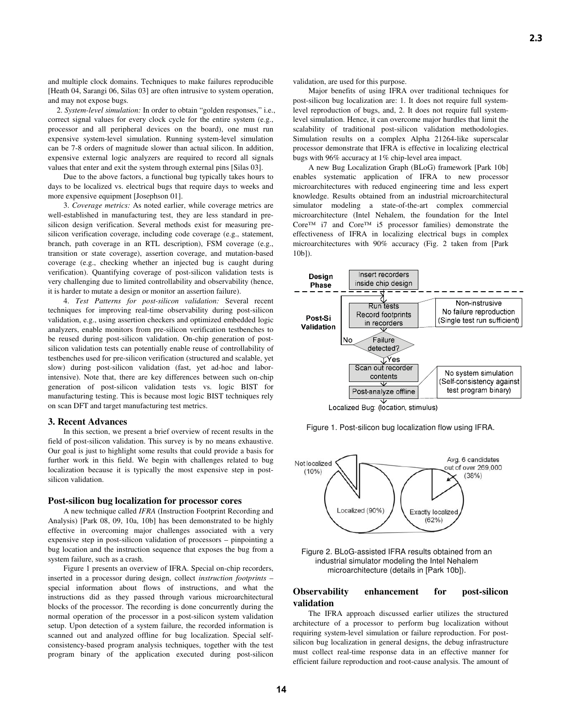and multiple clock domains. Techniques to make failures reproducible [Heath 04, Sarangi 06, Silas 03] are often intrusive to system operation, and may not expose bugs.

2. *System-level simulation:* In order to obtain "golden responses," i.e., correct signal values for every clock cycle for the entire system (e.g., processor and all peripheral devices on the board), one must run expensive system-level simulation. Running system-level simulation can be 7-8 orders of magnitude slower than actual silicon. In addition, expensive external logic analyzers are required to record all signals values that enter and exit the system through external pins [Silas 03].

Due to the above factors, a functional bug typically takes hours to days to be localized vs. electrical bugs that require days to weeks and more expensive equipment [Josephson 01].

3. *Coverage metrics:* As noted earlier, while coverage metrics are well-established in manufacturing test, they are less standard in pre-silicon design verification. Several methods exist for measuring pre-silicon verification coverage, including code coverage (e.g., statement, branch, path coverage in an RTL description), FSM coverage (e.g., transition or state coverage), assertion coverage, and mutation-based coverage (e.g., checking whether an injected bug is caught during verification). Quantifying coverage of post-silicon validation tests is very challenging due to limited controllability and observability (hence, it is harder to mutate a design or monitor an assertion failure).

4. *Test Patterns for post-silicon validation:* Several recent techniques for improving real-time observability during post-silicon validation, e.g., using assertion checkers and optimized embedded logic analyzers, enable monitors from pre-silicon verification testbenches to be reused during post-silicon validation. On-chip generation of post-silicon validation tests can potentially enable reuse of controllability of testbenches used for pre-silicon verification (structured and scalable, yet slow) during post-silicon validation (fast, yet ad-hoc and labor-intensive). Note that, there are key differences between such on-chip generation of post-silicon validation tests vs. logic BIST for manufacturing testing. This is because most logic BIST techniques rely on scan DFT and target manufacturing test metrics.

## 3. Recent Advances

In this section, we present a brief overview of recent results in the field of post-silicon validation. This survey is by no means exhaustive. Our goal is just to highlight some results that could provide a basis for further work in this field. We begin with challenges related to bug localization because it is typically the most expensive step in post-silicon validation.

### Post-silicon bug localization for processor cores

A new technique called *IFRA* (Instruction Footprint Recording and Analysis) [Park 08, 09, 10a, 10b] has been demonstrated to be highly effective in overcoming major challenges associated with a very expensive step in post-silicon validation of processors – pinpointing a bug location and the instruction sequence that exposes the bug from a system failure, such as a crash.

Figure 1 presents an overview of IFRA. Special on-chip recorders, inserted in a processor during design, collect *instruction footprints* – special information about flows of instructions, and what the instructions did as they passed through various microarchitectural blocks of the processor. The recording is done concurrently during the normal operation of the processor in a post-silicon system validation setup. Upon detection of a system failure, the recorded information is scanned out and analyzed offline for bug localization. Special self-consistency-based program analysis techniques, together with the test program binary of the application executed during post-silicon validation, are used for this purpose.

Major benefits of using IFRA over traditional techniques for post-silicon bug localization are: 1. It does not require full system-level reproduction of bugs, and, 2. It does not require full system-level simulation. Hence, it can overcome major hurdles that limit the scalability of traditional post-silicon validation methodologies. Simulation results on a complex Alpha 21264-like superscalar processor demonstrate that IFRA is effective in localizing electrical bugs with 96% accuracy at 1% chip-level area impact.

A new Bug Localization Graph (BLoG) framework [Park 10b] enables systematic application of IFRA to new processor microarchitectures with reduced engineering time and less expert knowledge. Results obtained from an industrial microarchitectural simulator modeling a state-of-the-art complex commercial microarchitecture (Intel Nehalem, the foundation for the Intel Core™ i7 and Core™ i5 processor families) demonstrate the effectiveness of IFRA in localizing electrical bugs in complex microarchitectures with 90% accuracy (Fig. 2 taken from [Park 10b]).

Design Phase: Insert recorders inside chip design
Post-Si Validation: Run tests / Record footprints in recorders → Failure detected? (No → loop back; Yes →) Scan out recorder contents → Post-analyze offline
Non-instrusive / No failure reproduction / (Single test run sufficient)
No system simulation / (Self-consistency against test program binary)
Localized Bug: (location, stimulus)

Figure 1. Post-silicon bug localization flow using IFRA.

Not localized (10%) / Localized (90%) / Avg. 6 candidates out of over 269,000 (38%) / Exactly localized (62%)

Figure 2. BLoG-assisted IFRA results obtained from an industrial simulator modeling the Intel Nehalem microarchitecture (details in [Park 10b]).

### Observability enhancement for post-silicon validation

The IFRA approach discussed earlier utilizes the structured architecture of a processor to perform bug localization without requiring system-level simulation or failure reproduction. For post-silicon bug localization in general designs, the debug infrastructure must collect real-time response data in an effective manner for efficient failure reproduction and root-cause analysis. The amount of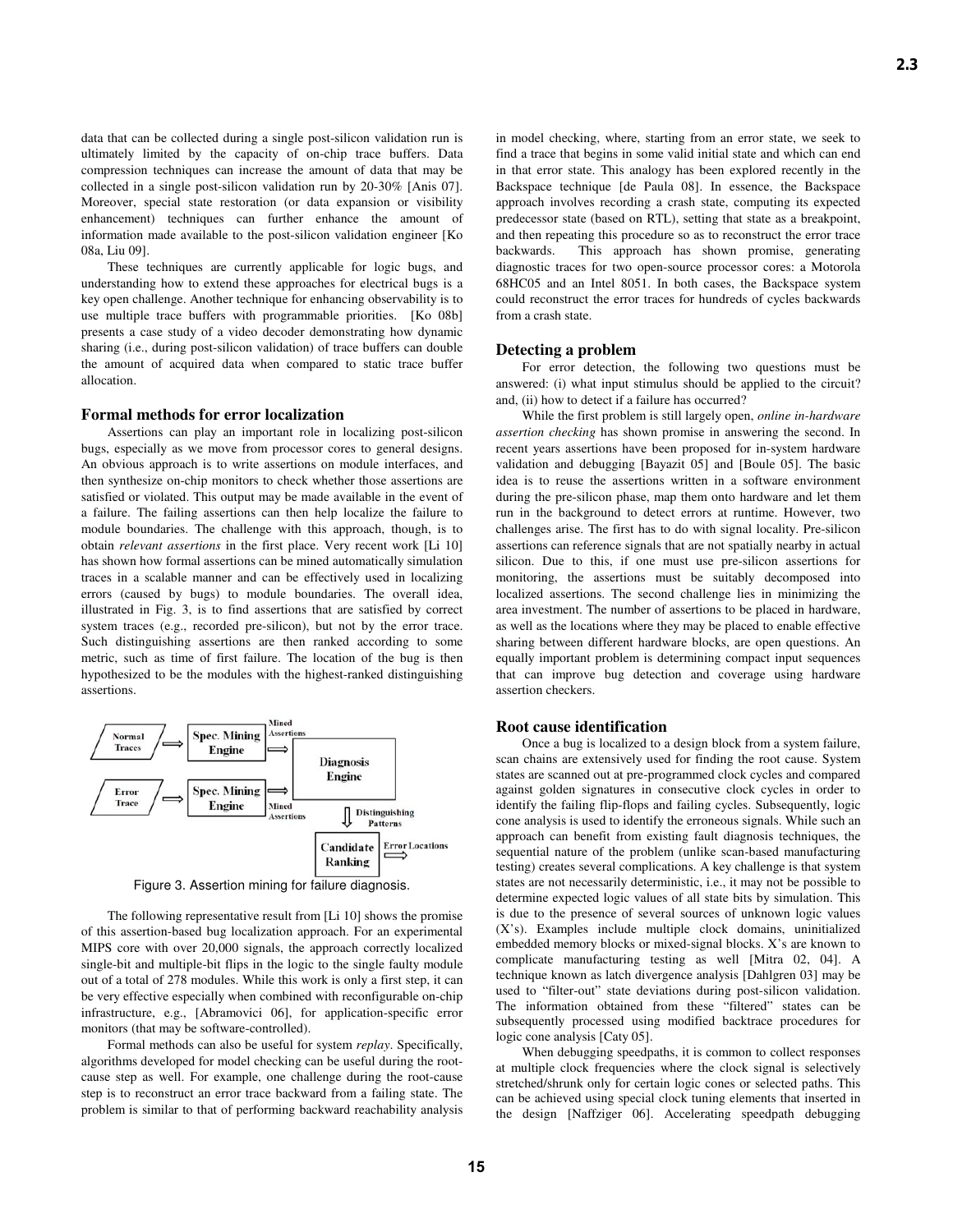data that can be collected during a single post-silicon validation run is ultimately limited by the capacity of on-chip trace buffers. Data compression techniques can increase the amount of data that may be collected in a single post-silicon validation run by 20-30% [Anis 07]. Moreover, special state restoration (or data expansion or visibility enhancement) techniques can further enhance the amount of information made available to the post-silicon validation engineer [Ko 08a, Liu 09].

These techniques are currently applicable for logic bugs, and understanding how to extend these approaches for electrical bugs is a key open challenge. Another technique for enhancing observability is to use multiple trace buffers with programmable priorities. [Ko 08b] presents a case study of a video decoder demonstrating how dynamic sharing (i.e., during post-silicon validation) of trace buffers can double the amount of acquired data when compared to static trace buffer allocation.

## Formal methods for error localization

Assertions can play an important role in localizing post-silicon bugs, especially as we move from processor cores to general designs. An obvious approach is to write assertions on module interfaces, and then synthesize on-chip monitors to check whether those assertions are satisfied or violated. This output may be made available in the event of a failure. The failing assertions can then help localize the failure to module boundaries. The challenge with this approach, though, is to obtain *relevant assertions* in the first place. Very recent work [Li 10] has shown how formal assertions can be mined automatically simulation traces in a scalable manner and can be effectively used in localizing errors (caused by bugs) to module boundaries. The overall idea, illustrated in Fig. 3, is to find assertions that are satisfied by correct system traces (e.g., recorded pre-silicon), but not by the error trace. Such distinguishing assertions are then ranked according to some metric, such as time of first failure. The location of the bug is then hypothesized to be the modules with the highest-ranked distinguishing assertions.

Figure 3. Assertion mining for failure diagnosis.

The following representative result from [Li 10] shows the promise of this assertion-based bug localization approach. For an experimental MIPS core with over 20,000 signals, the approach correctly localized single-bit and multiple-bit flips in the logic to the single faulty module out of a total of 278 modules. While this work is only a first step, it can be very effective especially when combined with reconfigurable on-chip infrastructure, e.g., [Abramovici 06], for application-specific error monitors (that may be software-controlled).

Formal methods can also be useful for system *replay*. Specifically, algorithms developed for model checking can be useful during the root-cause step as well. For example, one challenge during the root-cause step is to reconstruct an error trace backward from a failing state. The problem is similar to that of performing backward reachability analysis in model checking, where, starting from an error state, we seek to find a trace that begins in some valid initial state and which can end in that error state. This analogy has been explored recently in the Backspace technique [de Paula 08]. In essence, the Backspace approach involves recording a crash state, computing its expected predecessor state (based on RTL), setting that state as a breakpoint, and then repeating this procedure so as to reconstruct the error trace backwards. This approach has shown promise, generating diagnostic traces for two open-source processor cores: a Motorola 68HC05 and an Intel 8051. In both cases, the Backspace system could reconstruct the error traces for hundreds of cycles backwards from a crash state.

## Detecting a problem

For error detection, the following two questions must be answered: (i) what input stimulus should be applied to the circuit? and, (ii) how to detect if a failure has occurred?

While the first problem is still largely open, *online in-hardware assertion checking* has shown promise in answering the second. In recent years assertions have been proposed for in-system hardware validation and debugging [Bayazit 05] and [Boule 05]. The basic idea is to reuse the assertions written in a software environment during the pre-silicon phase, map them onto hardware and let them run in the background to detect errors at runtime. However, two challenges arise. The first has to do with signal locality. Pre-silicon assertions can reference signals that are not spatially nearby in actual silicon. Due to this, if one must use pre-silicon assertions for monitoring, the assertions must be suitably decomposed into localized assertions. The second challenge lies in minimizing the area investment. The number of assertions to be placed in hardware, as well as the locations where they may be placed to enable effective sharing between different hardware blocks, are open questions. An equally important problem is determining compact input sequences that can improve bug detection and coverage using hardware assertion checkers.

## Root cause identification

Once a bug is localized to a design block from a system failure, scan chains are extensively used for finding the root cause. System states are scanned out at pre-programmed clock cycles and compared against golden signatures in consecutive clock cycles in order to identify the failing flip-flops and failing cycles. Subsequently, logic cone analysis is used to identify the erroneous signals. While such an approach can benefit from existing fault diagnosis techniques, the sequential nature of the problem (unlike scan-based manufacturing testing) creates several complications. A key challenge is that system states are not necessarily deterministic, i.e., it may not be possible to determine expected logic values of all state bits by simulation. This is due to the presence of several sources of unknown logic values (X's). Examples include multiple clock domains, uninitialized embedded memory blocks or mixed-signal blocks. X's are known to complicate manufacturing testing as well [Mitra 02, 04]. A technique known as latch divergence analysis [Dahlgren 03] may be used to "filter-out" state deviations during post-silicon validation. The information obtained from these "filtered" states can be subsequently processed using modified backtrace procedures for logic cone analysis [Caty 05].

When debugging speedpaths, it is common to collect responses at multiple clock frequencies where the clock signal is selectively stretched/shrunk only for certain logic cones or selected paths. This can be achieved using special clock tuning elements that inserted in the design [Naffziger 06]. Accelerating speedpath debugging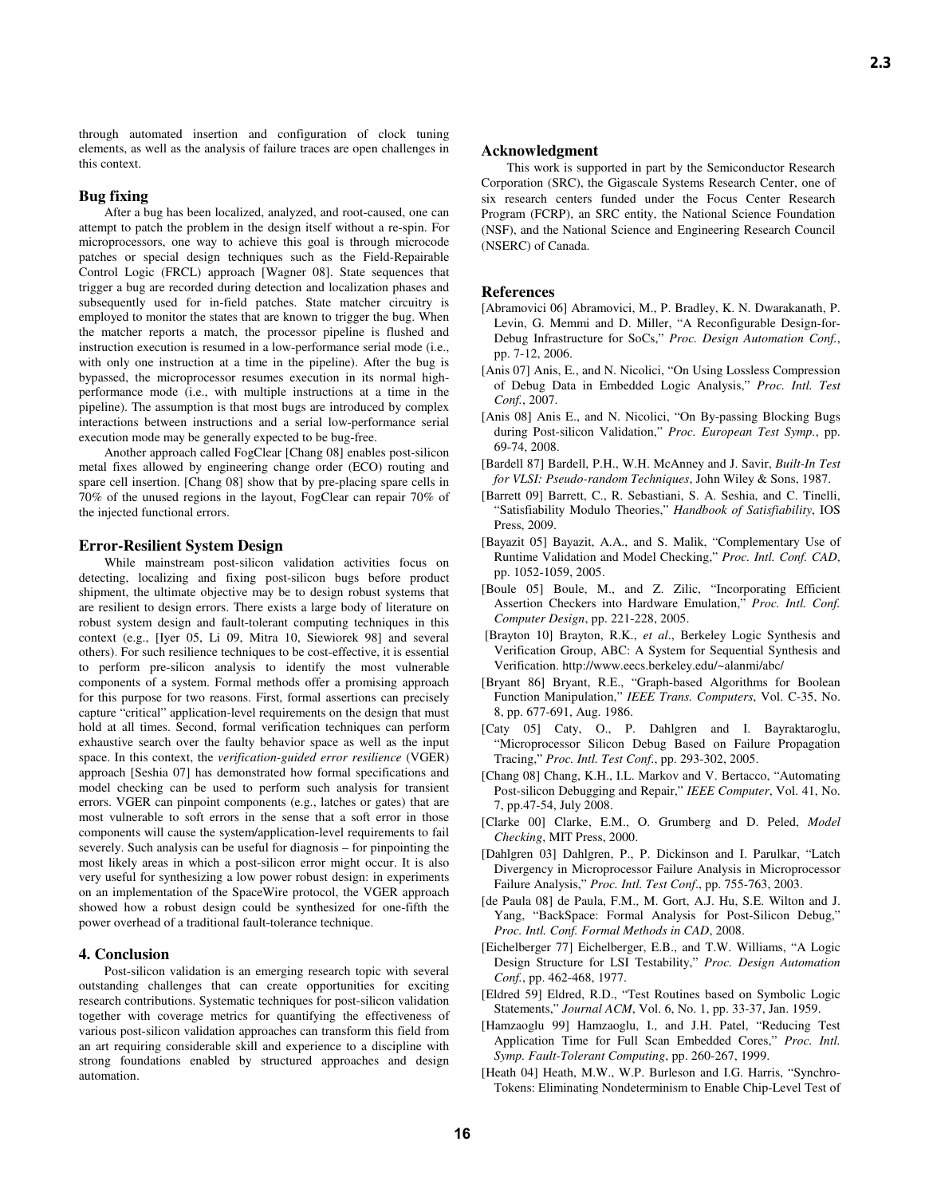through automated insertion and configuration of clock tuning elements, as well as the analysis of failure traces are open challenges in this context.

### Bug fixing

After a bug has been localized, analyzed, and root-caused, one can attempt to patch the problem in the design itself without a re-spin. For microprocessors, one way to achieve this goal is through microcode patches or special design techniques such as the Field-Repairable Control Logic (FRCL) approach [Wagner 08]. State sequences that trigger a bug are recorded during detection and localization phases and subsequently used for in-field patches. State matcher circuitry is employed to monitor the states that are known to trigger the bug. When the matcher reports a match, the processor pipeline is flushed and instruction execution is resumed in a low-performance serial mode (i.e., with only one instruction at a time in the pipeline). After the bug is bypassed, the microprocessor resumes execution in its normal high-performance mode (i.e., with multiple instructions at a time in the pipeline). The assumption is that most bugs are introduced by complex interactions between instructions and a serial low-performance serial execution mode may be generally expected to be bug-free.

Another approach called FogClear [Chang 08] enables post-silicon metal fixes allowed by engineering change order (ECO) routing and spare cell insertion. [Chang 08] show that by pre-placing spare cells in 70% of the unused regions in the layout, FogClear can repair 70% of the injected functional errors.

### Error-Resilient System Design

While mainstream post-silicon validation activities focus on detecting, localizing and fixing post-silicon bugs before product shipment, the ultimate objective may be to design robust systems that are resilient to design errors. There exists a large body of literature on robust system design and fault-tolerant computing techniques in this context (e.g., [Iyer 05, Li 09, Mitra 10, Siewiorek 98] and several others). For such resilience techniques to be cost-effective, it is essential to perform pre-silicon analysis to identify the most vulnerable components of a system. Formal methods offer a promising approach for this purpose for two reasons. First, formal assertions can precisely capture "critical" application-level requirements on the design that must hold at all times. Second, formal verification techniques can perform exhaustive search over the faulty behavior space as well as the input space. In this context, the *verification-guided error resilience* (VGER) approach [Seshia 07] has demonstrated how formal specifications and model checking can be used to perform such analysis for transient errors. VGER can pinpoint components (e.g., latches or gates) that are most vulnerable to soft errors in the sense that a soft error in those components will cause the system/application-level requirements to fail severely. Such analysis can be useful for diagnosis – for pinpointing the most likely areas in which a post-silicon error might occur. It is also very useful for synthesizing a low power robust design: in experiments on an implementation of the SpaceWire protocol, the VGER approach showed how a robust design could be synthesized for one-fifth the power overhead of a traditional fault-tolerance technique.

## 4. Conclusion

Post-silicon validation is an emerging research topic with several outstanding challenges that can create opportunities for exciting research contributions. Systematic techniques for post-silicon validation together with coverage metrics for quantifying the effectiveness of various post-silicon validation approaches can transform this field from an art requiring considerable skill and experience to a discipline with strong foundations enabled by structured approaches and design automation.

## Acknowledgment

This work is supported in part by the Semiconductor Research Corporation (SRC), the Gigascale Systems Research Center, one of six research centers funded under the Focus Center Research Program (FCRP), an SRC entity, the National Science Foundation (NSF), and the National Science and Engineering Research Council (NSERC) of Canada.

## References

[Abramovici 06] Abramovici, M., P. Bradley, K. N. Dwarakanath, P. Levin, G. Memmi and D. Miller, "A Reconfigurable Design-for-Debug Infrastructure for SoCs," *Proc. Design Automation Conf.*, pp. 7-12, 2006.

[Anis 07] Anis, E., and N. Nicolici, "On Using Lossless Compression of Debug Data in Embedded Logic Analysis," *Proc. Intl. Test Conf.*, 2007.

[Anis 08] Anis E., and N. Nicolici, "On By-passing Blocking Bugs during Post-silicon Validation," *Proc. European Test Symp.*, pp. 69-74, 2008.

[Bardell 87] Bardell, P.H., W.H. McAnney and J. Savir, *Built-In Test for VLSI: Pseudo-random Techniques*, John Wiley & Sons, 1987.

[Barrett 09] Barrett, C., R. Sebastiani, S. A. Seshia, and C. Tinelli, "Satisfiability Modulo Theories," *Handbook of Satisfiability*, IOS Press, 2009.

[Bayazit 05] Bayazit, A.A., and S. Malik, "Complementary Use of Runtime Validation and Model Checking," *Proc. Intl. Conf. CAD*, pp. 1052-1059, 2005.

[Boule 05] Boule, M., and Z. Zilic, "Incorporating Efficient Assertion Checkers into Hardware Emulation," *Proc. Intl. Conf. Computer Design*, pp. 221-228, 2005.

[Brayton 10] Brayton, R.K., *et al*., Berkeley Logic Synthesis and Verification Group, ABC: A System for Sequential Synthesis and Verification. http://www.eecs.berkeley.edu/~alanmi/abc/

[Bryant 86] Bryant, R.E., "Graph-based Algorithms for Boolean Function Manipulation," *IEEE Trans. Computers*, Vol. C-35, No. 8, pp. 677-691, Aug. 1986.

[Caty 05] Caty, O., P. Dahlgren and I. Bayraktaroglu, "Microprocessor Silicon Debug Based on Failure Propagation Tracing," *Proc. Intl. Test Conf.*, pp. 293-302, 2005.

[Chang 08] Chang, K.H., I.L. Markov and V. Bertacco, "Automating Post-silicon Debugging and Repair," *IEEE Computer*, Vol. 41, No. 7, pp.47-54, July 2008.

[Clarke 00] Clarke, E.M., O. Grumberg and D. Peled, *Model Checking*, MIT Press, 2000.

[Dahlgren 03] Dahlgren, P., P. Dickinson and I. Parulkar, "Latch Divergency in Microprocessor Failure Analysis in Microprocessor Failure Analysis," *Proc. Intl. Test Conf*., pp. 755-763, 2003.

[de Paula 08] de Paula, F.M., M. Gort, A.J. Hu, S.E. Wilton and J. Yang, "BackSpace: Formal Analysis for Post-Silicon Debug," *Proc. Intl. Conf. Formal Methods in CAD*, 2008.

[Eichelberger 77] Eichelberger, E.B., and T.W. Williams, "A Logic Design Structure for LSI Testability," *Proc. Design Automation Conf.*, pp. 462-468, 1977.

[Eldred 59] Eldred, R.D., "Test Routines based on Symbolic Logic Statements," *Journal ACM*, Vol. 6, No. 1, pp. 33-37, Jan. 1959.

[Hamzaoglu 99] Hamzaoglu, I., and J.H. Patel, "Reducing Test Application Time for Full Scan Embedded Cores," *Proc. Intl. Symp. Fault-Tolerant Computing*, pp. 260-267, 1999.

[Heath 04] Heath, M.W., W.P. Burleson and I.G. Harris, "Synchro-Tokens: Eliminating Nondeterminism to Enable Chip-Level Test of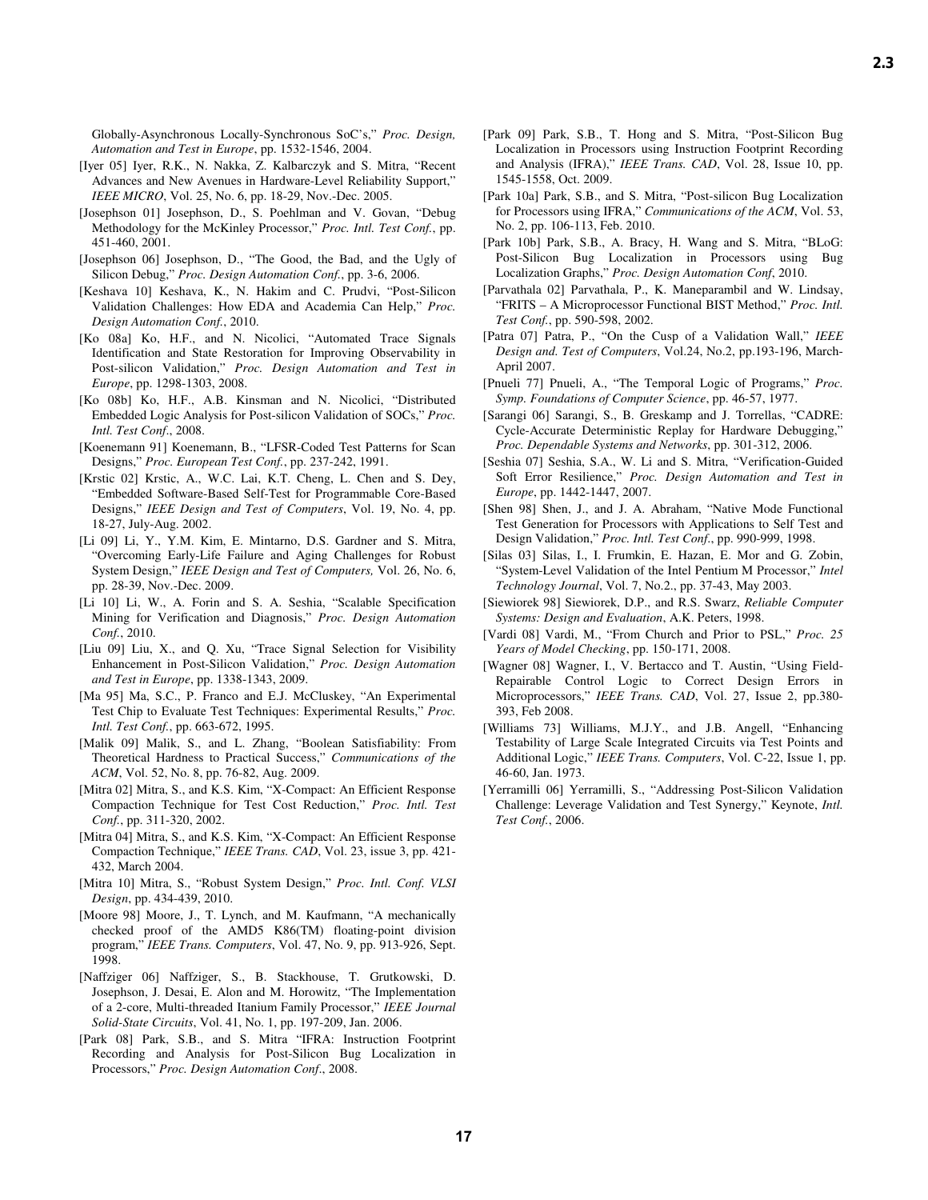Globally-Asynchronous Locally-Synchronous SoC's," *Proc. Design, Automation and Test in Europe*, pp. 1532-1546, 2004.

[Iyer 05] Iyer, R.K., N. Nakka, Z. Kalbarczyk and S. Mitra, "Recent Advances and New Avenues in Hardware-Level Reliability Support," *IEEE MICRO*, Vol. 25, No. 6, pp. 18-29, Nov.-Dec. 2005.

[Josephson 01] Josephson, D., S. Poehlman and V. Govan, "Debug Methodology for the McKinley Processor," *Proc. Intl. Test Conf.*, pp. 451-460, 2001.

[Josephson 06] Josephson, D., "The Good, the Bad, and the Ugly of Silicon Debug," *Proc. Design Automation Conf.*, pp. 3-6, 2006.

[Keshava 10] Keshava, K., N. Hakim and C. Prudvi, "Post-Silicon Validation Challenges: How EDA and Academia Can Help," *Proc. Design Automation Conf.*, 2010.

[Ko 08a] Ko, H.F., and N. Nicolici, "Automated Trace Signals Identification and State Restoration for Improving Observability in Post-silicon Validation," *Proc. Design Automation and Test in Europe*, pp. 1298-1303, 2008.

[Ko 08b] Ko, H.F., A.B. Kinsman and N. Nicolici, "Distributed Embedded Logic Analysis for Post-silicon Validation of SOCs," *Proc. Intl. Test Conf*., 2008.

[Koenemann 91] Koenemann, B., "LFSR-Coded Test Patterns for Scan Designs," *Proc. European Test Conf.*, pp. 237-242, 1991.

[Krstic 02] Krstic, A., W.C. Lai, K.T. Cheng, L. Chen and S. Dey, "Embedded Software-Based Self-Test for Programmable Core-Based Designs," *IEEE Design and Test of Computers*, Vol. 19, No. 4, pp. 18-27, July-Aug. 2002.

[Li 09] Li, Y., Y.M. Kim, E. Mintarno, D.S. Gardner and S. Mitra, "Overcoming Early-Life Failure and Aging Challenges for Robust System Design," *IEEE Design and Test of Computers,* Vol. 26, No. 6, pp. 28-39, Nov.-Dec. 2009.

[Li 10] Li, W., A. Forin and S. A. Seshia, "Scalable Specification Mining for Verification and Diagnosis," *Proc. Design Automation Conf.*, 2010.

[Liu 09] Liu, X., and Q. Xu, "Trace Signal Selection for Visibility Enhancement in Post-Silicon Validation," *Proc. Design Automation and Test in Europe*, pp. 1338-1343, 2009.

[Ma 95] Ma, S.C., P. Franco and E.J. McCluskey, "An Experimental Test Chip to Evaluate Test Techniques: Experimental Results," *Proc. Intl. Test Conf.*, pp. 663-672, 1995.

[Malik 09] Malik, S., and L. Zhang, "Boolean Satisfiability: From Theoretical Hardness to Practical Success," *Communications of the ACM*, Vol. 52, No. 8, pp. 76-82, Aug. 2009.

[Mitra 02] Mitra, S., and K.S. Kim, "X-Compact: An Efficient Response Compaction Technique for Test Cost Reduction," *Proc. Intl. Test Conf.*, pp. 311-320, 2002.

[Mitra 04] Mitra, S., and K.S. Kim, "X-Compact: An Efficient Response Compaction Technique," *IEEE Trans. CAD*, Vol. 23, issue 3, pp. 421-432, March 2004.

[Mitra 10] Mitra, S., "Robust System Design," *Proc. Intl. Conf. VLSI Design*, pp. 434-439, 2010.

[Moore 98] Moore, J., T. Lynch, and M. Kaufmann, "A mechanically checked proof of the AMD5 K86(TM) floating-point division program," *IEEE Trans. Computers*, Vol. 47, No. 9, pp. 913-926, Sept. 1998.

[Naffziger 06] Naffziger, S., B. Stackhouse, T. Grutkowski, D. Josephson, J. Desai, E. Alon and M. Horowitz, "The Implementation of a 2-core, Multi-threaded Itanium Family Processor," *IEEE Journal Solid-State Circuits*, Vol. 41, No. 1, pp. 197-209, Jan. 2006.

[Park 08] Park, S.B., and S. Mitra "IFRA: Instruction Footprint Recording and Analysis for Post-Silicon Bug Localization in Processors," *Proc. Design Automation Conf*., 2008.

[Park 09] Park, S.B., T. Hong and S. Mitra, "Post-Silicon Bug Localization in Processors using Instruction Footprint Recording and Analysis (IFRA)," *IEEE Trans. CAD*, Vol. 28, Issue 10, pp. 1545-1558, Oct. 2009.

[Park 10a] Park, S.B., and S. Mitra, "Post-silicon Bug Localization for Processors using IFRA," *Communications of the ACM*, Vol. 53, No. 2, pp. 106-113, Feb. 2010.

[Park 10b] Park, S.B., A. Bracy, H. Wang and S. Mitra, "BLoG: Post-Silicon Bug Localization in Processors using Bug Localization Graphs," *Proc. Design Automation Conf*, 2010.

[Parvathala 02] Parvathala, P., K. Maneparambil and W. Lindsay, "FRITS – A Microprocessor Functional BIST Method," *Proc. Intl. Test Conf.*, pp. 590-598, 2002.

[Patra 07] Patra, P., "On the Cusp of a Validation Wall," *IEEE Design and. Test of Computers*, Vol.24, No.2, pp.193-196, March-April 2007.

[Pnueli 77] Pnueli, A., "The Temporal Logic of Programs," *Proc. Symp. Foundations of Computer Science*, pp. 46-57, 1977.

[Sarangi 06] Sarangi, S., B. Greskamp and J. Torrellas, "CADRE: Cycle-Accurate Deterministic Replay for Hardware Debugging," *Proc. Dependable Systems and Networks*, pp. 301-312, 2006.

[Seshia 07] Seshia, S.A., W. Li and S. Mitra, "Verification-Guided Soft Error Resilience," *Proc. Design Automation and Test in Europe*, pp. 1442-1447, 2007.

[Shen 98] Shen, J., and J. A. Abraham, "Native Mode Functional Test Generation for Processors with Applications to Self Test and Design Validation," *Proc. Intl. Test Conf*., pp. 990-999, 1998.

[Silas 03] Silas, I., I. Frumkin, E. Hazan, E. Mor and G. Zobin, "System-Level Validation of the Intel Pentium M Processor," *Intel Technology Journal*, Vol. 7, No.2., pp. 37-43, May 2003.

[Siewiorek 98] Siewiorek, D.P., and R.S. Swarz, *Reliable Computer Systems: Design and Evaluation*, A.K. Peters, 1998.

[Vardi 08] Vardi, M., "From Church and Prior to PSL," *Proc. 25 Years of Model Checking*, pp. 150-171, 2008.

[Wagner 08] Wagner, I., V. Bertacco and T. Austin, "Using Field-Repairable Control Logic to Correct Design Errors in Microprocessors," *IEEE Trans. CAD*, Vol. 27, Issue 2, pp.380-393, Feb 2008.

[Williams 73] Williams, M.J.Y., and J.B. Angell, "Enhancing Testability of Large Scale Integrated Circuits via Test Points and Additional Logic," *IEEE Trans. Computers*, Vol. C-22, Issue 1, pp. 46-60, Jan. 1973.

[Yerramilli 06] Yerramilli, S., "Addressing Post-Silicon Validation Challenge: Leverage Validation and Test Synergy," Keynote, *Intl. Test Conf.*, 2006.